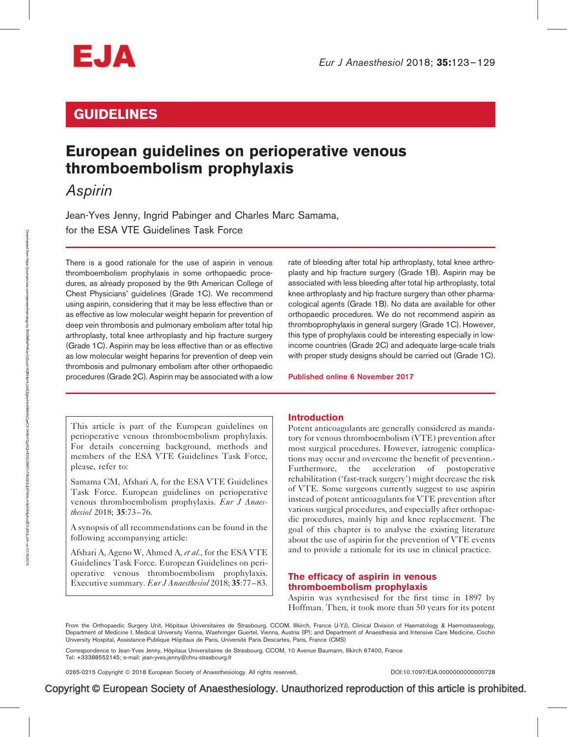# GUIDELINES

# European guidelines on perioperative venous thromboembolism prophylaxis

## *Aspirin*

Jean-Yves Jenny, Ingrid Pabinger and Charles Marc Samama, for the ESA VTE Guidelines Task Force

There is a good rationale for the use of aspirin in venous thromboembolism prophylaxis in some orthopaedic procedures, as already proposed by the 9th American College of Chest Physicians' guidelines (Grade 1C). We recommend using aspirin, considering that it may be less effective than or as effective as low molecular weight heparin for prevention of deep vein thrombosis and pulmonary embolism after total hip arthroplasty, total knee arthroplasty and hip fracture surgery (Grade 1C). Aspirin may be less effective than or as effective as low molecular weight heparins for prevention of deep vein thrombosis and pulmonary embolism after other orthopaedic procedures (Grade 2C). Aspirin may be associated with a low rate of bleeding after total hip arthroplasty, total knee arthroplasty and hip fracture surgery (Grade 1B). Aspirin may be associated with less bleeding after total hip arthroplasty, total knee arthroplasty and hip fracture surgery than other pharmacological agents (Grade 1B). No data are available for other orthopaedic procedures. We do not recommend aspirin as thromboprophylaxis in general surgery (Grade 1C). However, this type of prophylaxis could be interesting especially in low-income countries (Grade 2C) and adequate large-scale trials with proper study designs should be carried out (Grade 1C).

**Published online 6 November 2017**

This article is part of the European guidelines on perioperative venous thromboembolism prophylaxis. For details concerning background, methods and members of the ESA VTE Guidelines Task Force, please, refer to:

Samama CM, Afshari A, for the ESA VTE Guidelines Task Force. European guidelines on perioperative venous thromboembolism prophylaxis. *Eur J Anaesthesiol* 2018; **35**:73–76.

A synopsis of all recommendations can be found in the following accompanying article:

Afshari A, Ageno W, Ahmed A, *et al.*, for the ESA VTE Guidelines Task Force. European Guidelines on perioperative venous thromboembolism prophylaxis. Executive summary. *Eur J Anaesthesiol* 2018; **35**:77–83.

## Introduction

Potent anticoagulants are generally considered as mandatory for venous thromboembolism (VTE) prevention after most surgical procedures. However, iatrogenic complications may occur and overcome the benefit of prevention. Furthermore, the acceleration of postoperative rehabilitation ('fast-track surgery') might decrease the risk of VTE. Some surgeons currently suggest to use aspirin instead of potent anticoagulants for VTE prevention after various surgical procedures, and especially after orthopaedic procedures, mainly hip and knee replacement. The goal of this chapter is to analyse the existing literature about the use of aspirin for the prevention of VTE events and to provide a rationale for its use in clinical practice.

## The efficacy of aspirin in venous thromboembolism prophylaxis

Aspirin was synthesised for the first time in 1897 by Hoffman. Then, it took more than 50 years for its potent

From the Orthopaedic Surgery Unit, Hôpitaux Universitaires de Strasbourg, CCOM, Illkirch, France (J-YJ), Clinical Division of Haematology & Haemostaseology, Department of Medicine I, Medical University Vienna, Waehringer Guertel, Vienna, Austria (IP); and Department of Anaesthesia and Intensive Care Medicine, Cochin University Hospital, Assistance-Publique Hôpitaux de Paris, Université Paris Descartes, Paris, France (CMS)

Correspondence to Jean-Yves Jenny, Hôpitaux Universitaires de Strasbourg, CCOM, 10 Avenue Baumann, Illkirch 67400, France
Tel: +33388552145; e-mail: jean-yves.jenny@chru-strasbourg.fr

0265-0215 Copyright © 2018 European Society of Anaesthesiology. All rights reserved. DOI:10.1097/EJA.0000000000000728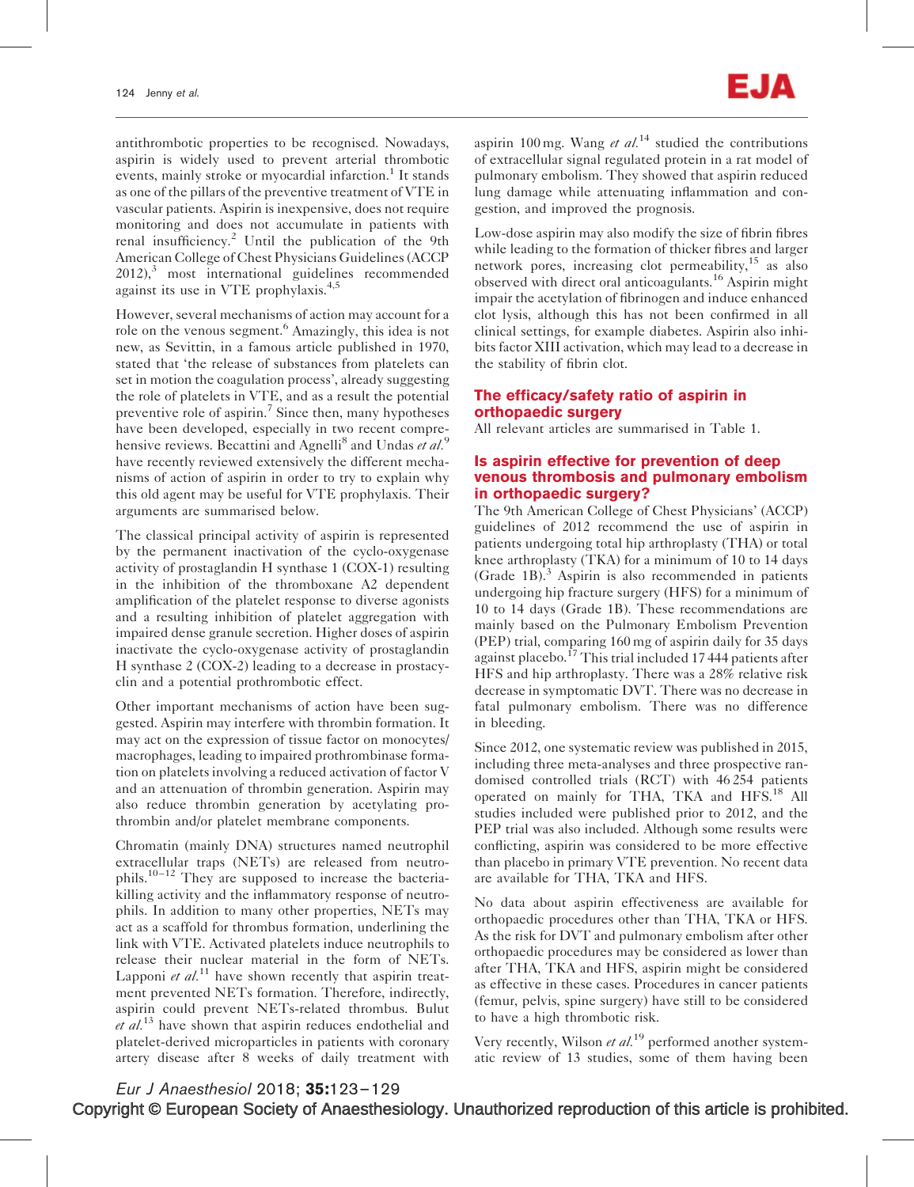antithrombotic properties to be recognised. Nowadays, aspirin is widely used to prevent arterial thrombotic events, mainly stroke or myocardial infarction.[1] It stands as one of the pillars of the preventive treatment of VTE in vascular patients. Aspirin is inexpensive, does not require monitoring and does not accumulate in patients with renal insufficiency.[2] Until the publication of the 9th American College of Chest Physicians Guidelines (ACCP 2012),[3] most international guidelines recommended against its use in VTE prophylaxis.[4,5]

However, several mechanisms of action may account for a role on the venous segment.[6] Amazingly, this idea is not new, as Sevittin, in a famous article published in 1970, stated that 'the release of substances from platelets can set in motion the coagulation process', already suggesting the role of platelets in VTE, and as a result the potential preventive role of aspirin.[7] Since then, many hypotheses have been developed, especially in two recent comprehensive reviews. Becattini and Agnelli[8] and Undas *et al.*[9] have recently reviewed extensively the different mechanisms of action of aspirin in order to try to explain why this old agent may be useful for VTE prophylaxis. Their arguments are summarised below.

The classical principal activity of aspirin is represented by the permanent inactivation of the cyclo-oxygenase activity of prostaglandin H synthase 1 (COX-1) resulting in the inhibition of the thromboxane A2 dependent amplification of the platelet response to diverse agonists and a resulting inhibition of platelet aggregation with impaired dense granule secretion. Higher doses of aspirin inactivate the cyclo-oxygenase activity of prostaglandin H synthase 2 (COX-2) leading to a decrease in prostacyclin and a potential prothrombotic effect.

Other important mechanisms of action have been suggested. Aspirin may interfere with thrombin formation. It may act on the expression of tissue factor on monocytes/macrophages, leading to impaired prothrombinase formation on platelets involving a reduced activation of factor V and an attenuation of thrombin generation. Aspirin may also reduce thrombin generation by acetylating prothrombin and/or platelet membrane components.

Chromatin (mainly DNA) structures named neutrophil extracellular traps (NETs) are released from neutrophils.[10–12] They are supposed to increase the bacteria-killing activity and the inflammatory response of neutrophils. In addition to many other properties, NETs may act as a scaffold for thrombus formation, underlining the link with VTE. Activated platelets induce neutrophils to release their nuclear material in the form of NETs. Lapponi *et al.*[11] have shown recently that aspirin treatment prevented NETs formation. Therefore, indirectly, aspirin could prevent NETs-related thrombus. Bulut *et al.*[13] have shown that aspirin reduces endothelial and platelet-derived microparticles in patients with coronary artery disease after 8 weeks of daily treatment with aspirin 100 mg. Wang *et al.*[14] studied the contributions of extracellular signal regulated protein in a rat model of pulmonary embolism. They showed that aspirin reduced lung damage while attenuating inflammation and congestion, and improved the prognosis.

Low-dose aspirin may also modify the size of fibrin fibres while leading to the formation of thicker fibres and larger network pores, increasing clot permeability,[15] as also observed with direct oral anticoagulants.[16] Aspirin might impair the acetylation of fibrinogen and induce enhanced clot lysis, although this has not been confirmed in all clinical settings, for example diabetes. Aspirin also inhibits factor XIII activation, which may lead to a decrease in the stability of fibrin clot.

## The efficacy/safety ratio of aspirin in orthopaedic surgery

All relevant articles are summarised in Table 1.

### Is aspirin effective for prevention of deep venous thrombosis and pulmonary embolism in orthopaedic surgery?

The 9th American College of Chest Physicians' (ACCP) guidelines of 2012 recommend the use of aspirin in patients undergoing total hip arthroplasty (THA) or total knee arthroplasty (TKA) for a minimum of 10 to 14 days (Grade 1B).[3] Aspirin is also recommended in patients undergoing hip fracture surgery (HFS) for a minimum of 10 to 14 days (Grade 1B). These recommendations are mainly based on the Pulmonary Embolism Prevention (PEP) trial, comparing 160 mg of aspirin daily for 35 days against placebo.[17] This trial included 17 444 patients after HFS and hip arthroplasty. There was a 28% relative risk decrease in symptomatic DVT. There was no decrease in fatal pulmonary embolism. There was no difference in bleeding.

Since 2012, one systematic review was published in 2015, including three meta-analyses and three prospective randomised controlled trials (RCT) with 46 254 patients operated on mainly for THA, TKA and HFS.[18] All studies included were published prior to 2012, and the PEP trial was also included. Although some results were conflicting, aspirin was considered to be more effective than placebo in primary VTE prevention. No recent data are available for THA, TKA and HFS.

No data about aspirin effectiveness are available for orthopaedic procedures other than THA, TKA or HFS. As the risk for DVT and pulmonary embolism after other orthopaedic procedures may be considered as lower than after THA, TKA and HFS, aspirin might be considered as effective in these cases. Procedures in cancer patients (femur, pelvis, spine surgery) have still to be considered to have a high thrombotic risk.

Very recently, Wilson *et al.*[19] performed another systematic review of 13 studies, some of them having been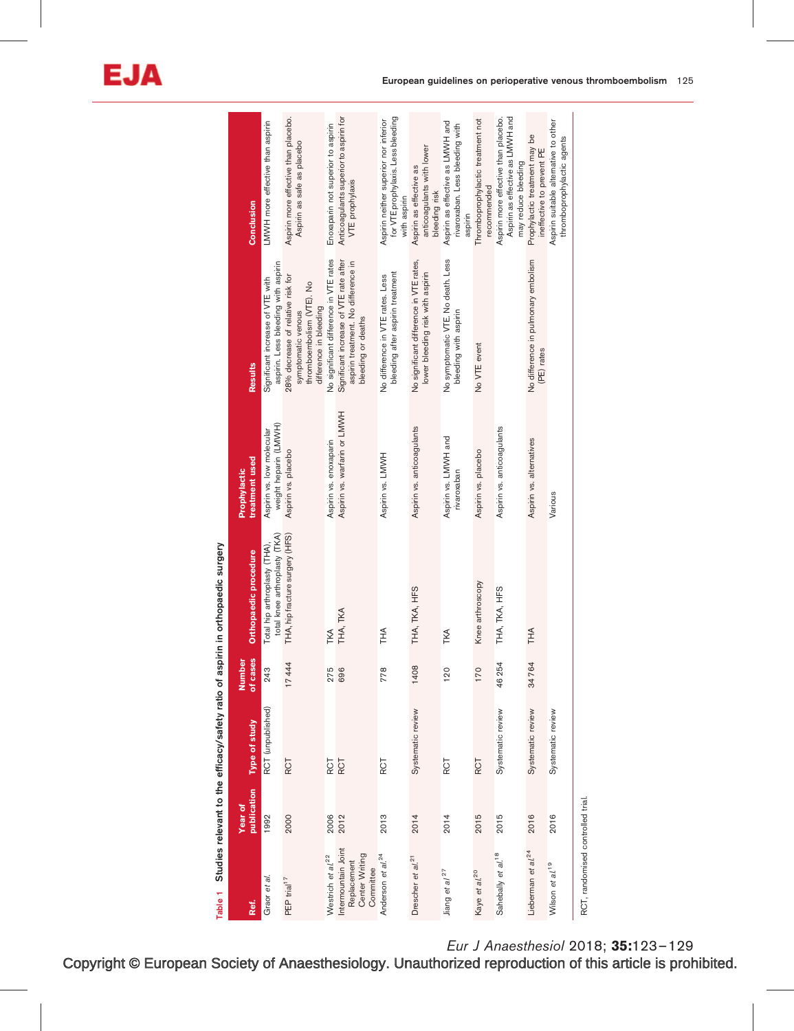**Table 1** Studies relevant to the efficacy/safety ratio of aspirin in orthopaedic surgery

| Ref. | Year of publication | Type of study | Number of cases | Orthopaedic procedure | Prophylactic treatment used | Results | Conclusion |
|---|---|---|---|---|---|---|---|
| Graor *et al.* | 1992 | RCT (unpublished) | 243 | Total hip arthroplasty (THA), total knee arthroplasty (TKA) | Aspirin vs. low molecular weight heparin (LMWH) | Significant increase of VTE with aspirin. Less bleeding with aspirin | LMWH more effective than aspirin |
| PEP trial[17] | 2000 | RCT | 17 444 | THA, hip fracture surgery (HFS) | Aspirin vs. placebo | 28% decrease of relative risk for symptomatic venous thromboembolism (VTE). No difference in bleeding | Aspirin more effective than placebo. Aspirin as safe as placebo |
| Westrich *et al.*[22] | 2006 | RCT | 275 | TKA | Aspirin vs. enoxaparin | No significant difference in VTE rates | Enoxaparin not superior to aspirin |
| Intermountain Joint Replacement Center Writing Committee | 2012 | RCT | 696 | THA, TKA | Aspirin vs. warfarin or LMWH | Significant increase of VTE rate after aspirin treatment. No difference in bleeding or deaths | Anticoagulants superior to aspirin for VTE prophylaxis |
| Anderson *et al.*[24] | 2013 | RCT | 778 | THA | Aspirin vs. LMWH | No difference in VTE rates. Less bleeding after aspirin treatment | Aspirin neither superior nor inferior for VTE prophylaxis. Less bleeding with aspirin |
| Drescher *et al.*[21] | 2014 | Systematic review | 1408 | THA, TKA, HFS | Aspirin vs. anticoagulants | No significant difference in VTE rates, lower bleeding risk with aspirin | Aspirin as effective as anticoagulants with lower bleeding risk |
| Jiang *et al*[27] | 2014 | RCT | 120 | TKA | Aspirin vs. LMWH and rivaroxaban | No symptomatic VTE. No death. Less bleeding with aspirin | Aspirin as effective as LMWH and rivaroxaban. Less bleeding with aspirin |
| Kaye *et al.*[20] | 2015 | RCT | 170 | Knee arthroscopy | Aspirin vs. placebo | No VTE event | Thromboprophylactic treatment not recommended |
| Sahebally *et al.*[18] | 2015 | Systematic review | 46 254 | THA, TKA, HFS | Aspirin vs. anticoagulants | | Aspirin more effective than placebo. Aspirin as effective as LMWH and may reduce bleeding |
| Lieberman *et al.*[24] | 2016 | Systematic review | 34 764 | THA | Aspirin vs. alternatives | No difference in pulmonary embolism (PE) rates | Prophylactic treatment may be ineffective to prevent PE |
| Wilson *et al.*[19] | 2016 | Systematic review | | | Various | | Aspirin suitable alternative to other thromboprophylactic agents |

RCT, randomised controlled trial.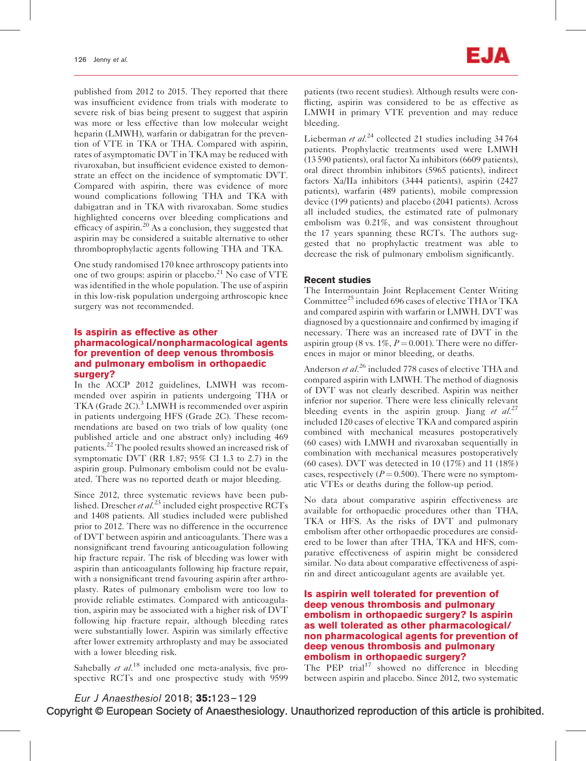published from 2012 to 2015. They reported that there was insufficient evidence from trials with moderate to severe risk of bias being present to suggest that aspirin was more or less effective than low molecular weight heparin (LMWH), warfarin or dabigatran for the prevention of VTE in TKA or THA. Compared with aspirin, rates of asymptomatic DVT in TKA may be reduced with rivaroxaban, but insufficient evidence existed to demonstrate an effect on the incidence of symptomatic DVT. Compared with aspirin, there was evidence of more wound complications following THA and TKA with dabigatran and in TKA with rivaroxaban. Some studies highlighted concerns over bleeding complications and efficacy of aspirin.[20] As a conclusion, they suggested that aspirin may be considered a suitable alternative to other thromboprophylactic agents following THA and TKA.

One study randomised 170 knee arthroscopy patients into one of two groups: aspirin or placebo.[21] No case of VTE was identified in the whole population. The use of aspirin in this low-risk population undergoing arthroscopic knee surgery was not recommended.

## Is aspirin as effective as other pharmacological/nonpharmacological agents for prevention of deep venous thrombosis and pulmonary embolism in orthopaedic surgery?

In the ACCP 2012 guidelines, LMWH was recommended over aspirin in patients undergoing THA or TKA (Grade 2C).[3] LMWH is recommended over aspirin in patients undergoing HFS (Grade 2C). These recommendations are based on two trials of low quality (one published article and one abstract only) including 469 patients.[22] The pooled results showed an increased risk of symptomatic DVT (RR 1.87; 95% CI 1.3 to 2.7) in the aspirin group. Pulmonary embolism could not be evaluated. There was no reported death or major bleeding.

Since 2012, three systematic reviews have been published. Drescher *et al.*[23] included eight prospective RCTs and 1408 patients. All studies included were published prior to 2012. There was no difference in the occurrence of DVT between aspirin and anticoagulants. There was a nonsignificant trend favouring anticoagulation following hip fracture repair. The risk of bleeding was lower with aspirin than anticoagulants following hip fracture repair, with a nonsignificant trend favouring aspirin after arthroplasty. Rates of pulmonary embolism were too low to provide reliable estimates. Compared with anticoagulation, aspirin may be associated with a higher risk of DVT following hip fracture repair, although bleeding rates were substantially lower. Aspirin was similarly effective after lower extremity arthroplasty and may be associated with a lower bleeding risk.

Sahebally *et al.*[18] included one meta-analysis, five prospective RCTs and one prospective study with 9599 patients (two recent studies). Although results were conflicting, aspirin was considered to be as effective as LMWH in primary VTE prevention and may reduce bleeding.

Lieberman *et al.*[24] collected 21 studies including 34 764 patients. Prophylactic treatments used were LMWH (13 590 patients), oral factor Xa inhibitors (6609 patients), oral direct thrombin inhibitors (5965 patients), indirect factors Xa/IIa inhibitors (3444 patients), aspirin (2427 patients), warfarin (489 patients), mobile compression device (199 patients) and placebo (2041 patients). Across all included studies, the estimated rate of pulmonary embolism was 0.21%, and was consistent throughout the 17 years spanning these RCTs. The authors suggested that no prophylactic treatment was able to decrease the risk of pulmonary embolism significantly.

### Recent studies

The Intermountain Joint Replacement Center Writing Committee[25] included 696 cases of elective THA or TKA and compared aspirin with warfarin or LMWH. DVT was diagnosed by a questionnaire and confirmed by imaging if necessary. There was an increased rate of DVT in the aspirin group (8 vs. 1%, $P = 0.001$). There were no differences in major or minor bleeding, or deaths.

Anderson *et al.*[26] included 778 cases of elective THA and compared aspirin with LMWH. The method of diagnosis of DVT was not clearly described. Aspirin was neither inferior nor superior. There were less clinically relevant bleeding events in the aspirin group. Jiang *et al.*[27] included 120 cases of elective TKA and compared aspirin combined with mechanical measures postoperatively (60 cases) with LMWH and rivaroxaban sequentially in combination with mechanical measures postoperatively (60 cases). DVT was detected in 10 (17%) and 11 (18%) cases, respectively ($P = 0.500$). There were no symptomatic VTEs or deaths during the follow-up period.

No data about comparative aspirin effectiveness are available for orthopaedic procedures other than THA, TKA or HFS. As the risks of DVT and pulmonary embolism after other orthopaedic procedures are considered to be lower than after THA, TKA and HFS, comparative effectiveness of aspirin might be considered similar. No data about comparative effectiveness of aspirin and direct anticoagulant agents are available yet.

## Is aspirin well tolerated for prevention of deep venous thrombosis and pulmonary embolism in orthopaedic surgery? Is aspirin as well tolerated as other pharmacological/non pharmacological agents for prevention of deep venous thrombosis and pulmonary embolism in orthopaedic surgery?

The PEP trial[17] showed no difference in bleeding between aspirin and placebo. Since 2012, two systematic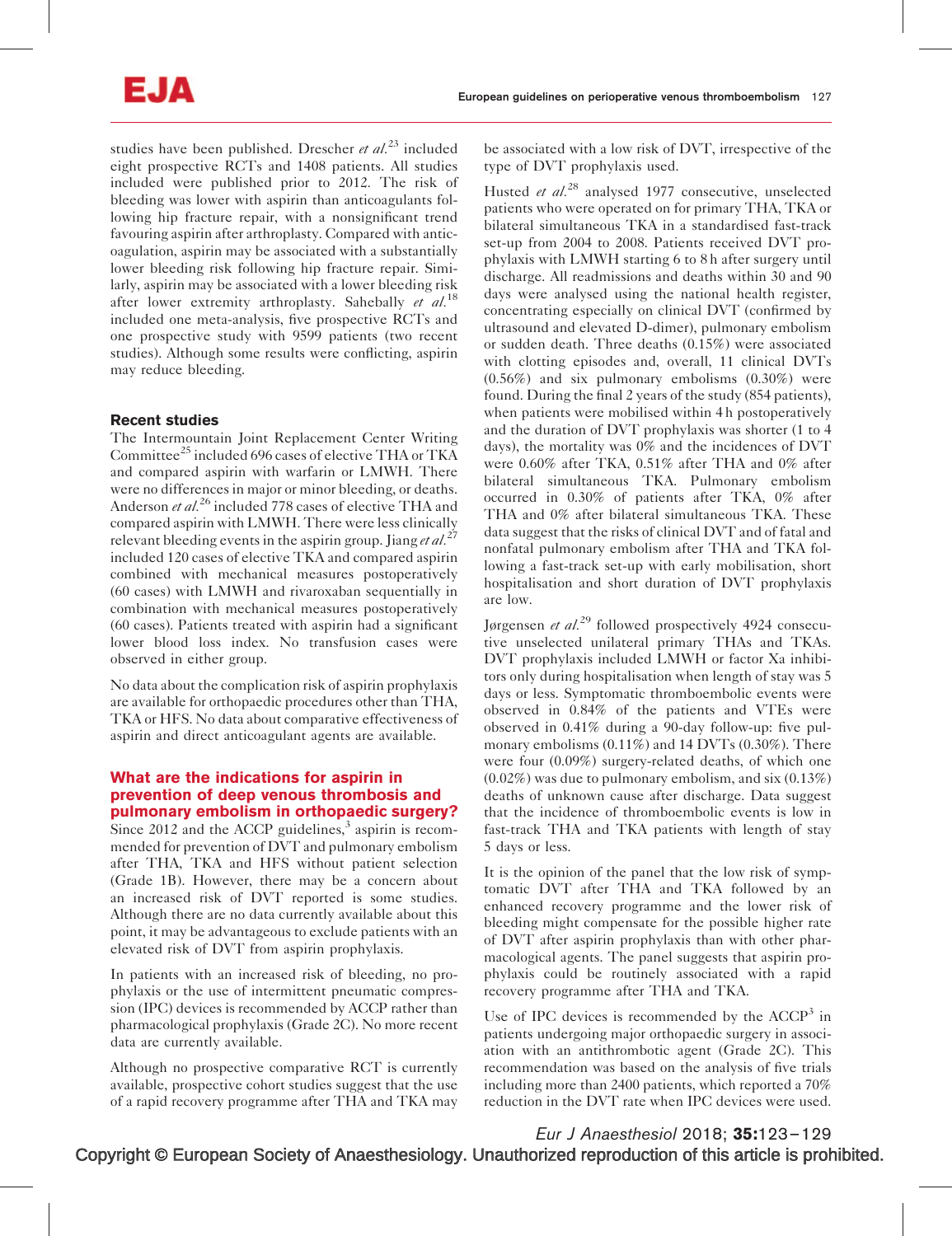studies have been published. Drescher *et al.*[23] included eight prospective RCTs and 1408 patients. All studies included were published prior to 2012. The risk of bleeding was lower with aspirin than anticoagulants following hip fracture repair, with a nonsignificant trend favouring aspirin after arthroplasty. Compared with anticoagulation, aspirin may be associated with a substantially lower bleeding risk following hip fracture repair. Similarly, aspirin may be associated with a lower bleeding risk after lower extremity arthroplasty. Sahebally *et al.*[18] included one meta-analysis, five prospective RCTs and one prospective study with 9599 patients (two recent studies). Although some results were conflicting, aspirin may reduce bleeding.

### Recent studies

The Intermountain Joint Replacement Center Writing Committee[25] included 696 cases of elective THA or TKA and compared aspirin with warfarin or LMWH. There were no differences in major or minor bleeding, or deaths. Anderson *et al.*[26] included 778 cases of elective THA and compared aspirin with LMWH. There were less clinically relevant bleeding events in the aspirin group. Jiang *et al.*[27] included 120 cases of elective TKA and compared aspirin combined with mechanical measures postoperatively (60 cases) with LMWH and rivaroxaban sequentially in combination with mechanical measures postoperatively (60 cases). Patients treated with aspirin had a significant lower blood loss index. No transfusion cases were observed in either group.

No data about the complication risk of aspirin prophylaxis are available for orthopaedic procedures other than THA, TKA or HFS. No data about comparative effectiveness of aspirin and direct anticoagulant agents are available.

## What are the indications for aspirin in prevention of deep venous thrombosis and pulmonary embolism in orthopaedic surgery?

Since 2012 and the ACCP guidelines,[3] aspirin is recommended for prevention of DVT and pulmonary embolism after THA, TKA and HFS without patient selection (Grade 1B). However, there may be a concern about an increased risk of DVT reported is some studies. Although there are no data currently available about this point, it may be advantageous to exclude patients with an elevated risk of DVT from aspirin prophylaxis.

In patients with an increased risk of bleeding, no prophylaxis or the use of intermittent pneumatic compression (IPC) devices is recommended by ACCP rather than pharmacological prophylaxis (Grade 2C). No more recent data are currently available.

Although no prospective comparative RCT is currently available, prospective cohort studies suggest that the use of a rapid recovery programme after THA and TKA may be associated with a low risk of DVT, irrespective of the type of DVT prophylaxis used.

Husted *et al.*[28] analysed 1977 consecutive, unselected patients who were operated on for primary THA, TKA or bilateral simultaneous TKA in a standardised fast-track set-up from 2004 to 2008. Patients received DVT prophylaxis with LMWH starting 6 to 8 h after surgery until discharge. All readmissions and deaths within 30 and 90 days were analysed using the national health register, concentrating especially on clinical DVT (confirmed by ultrasound and elevated D-dimer), pulmonary embolism or sudden death. Three deaths (0.15%) were associated with clotting episodes and, overall, 11 clinical DVTs (0.56%) and six pulmonary embolisms (0.30%) were found. During the final 2 years of the study (854 patients), when patients were mobilised within 4 h postoperatively and the duration of DVT prophylaxis was shorter (1 to 4 days), the mortality was 0% and the incidences of DVT were 0.60% after TKA, 0.51% after THA and 0% after bilateral simultaneous TKA. Pulmonary embolism occurred in 0.30% of patients after TKA, 0% after THA and 0% after bilateral simultaneous TKA. These data suggest that the risks of clinical DVT and of fatal and nonfatal pulmonary embolism after THA and TKA following a fast-track set-up with early mobilisation, short hospitalisation and short duration of DVT prophylaxis are low.

Jørgensen *et al.*[29] followed prospectively 4924 consecutive unselected unilateral primary THAs and TKAs. DVT prophylaxis included LMWH or factor Xa inhibitors only during hospitalisation when length of stay was 5 days or less. Symptomatic thromboembolic events were observed in 0.84% of the patients and VTEs were observed in 0.41% during a 90-day follow-up: five pulmonary embolisms (0.11%) and 14 DVTs (0.30%). There were four (0.09%) surgery-related deaths, of which one (0.02%) was due to pulmonary embolism, and six (0.13%) deaths of unknown cause after discharge. Data suggest that the incidence of thromboembolic events is low in fast-track THA and TKA patients with length of stay 5 days or less.

It is the opinion of the panel that the low risk of symptomatic DVT after THA and TKA followed by an enhanced recovery programme and the lower risk of bleeding might compensate for the possible higher rate of DVT after aspirin prophylaxis than with other pharmacological agents. The panel suggests that aspirin prophylaxis could be routinely associated with a rapid recovery programme after THA and TKA.

Use of IPC devices is recommended by the ACCP[3] in patients undergoing major orthopaedic surgery in association with an antithrombotic agent (Grade 2C). This recommendation was based on the analysis of five trials including more than 2400 patients, which reported a 70% reduction in the DVT rate when IPC devices were used.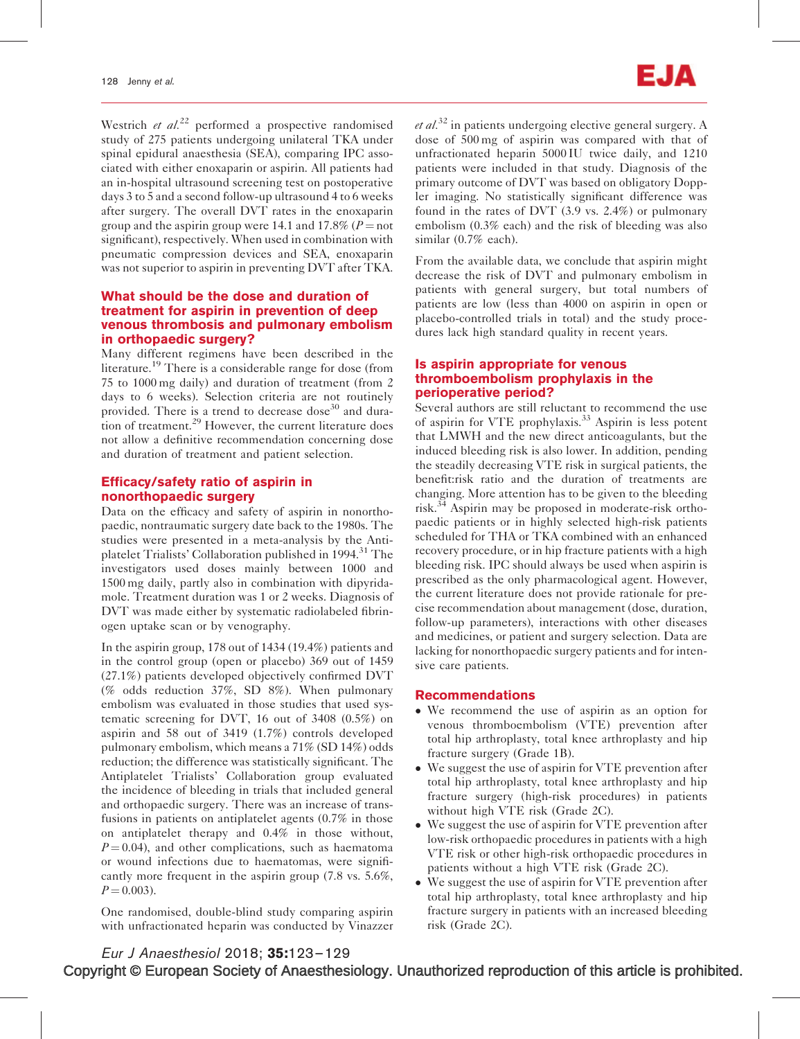Westrich *et al.*[22] performed a prospective randomised study of 275 patients undergoing unilateral TKA under spinal epidural anaesthesia (SEA), comparing IPC associated with either enoxaparin or aspirin. All patients had an in-hospital ultrasound screening test on postoperative days 3 to 5 and a second follow-up ultrasound 4 to 6 weeks after surgery. The overall DVT rates in the enoxaparin group and the aspirin group were 14.1 and 17.8% ($P =$ not significant), respectively. When used in combination with pneumatic compression devices and SEA, enoxaparin was not superior to aspirin in preventing DVT after TKA.

## What should be the dose and duration of treatment for aspirin in prevention of deep venous thrombosis and pulmonary embolism in orthopaedic surgery?

Many different regimens have been described in the literature.[19] There is a considerable range for dose (from 75 to 1000 mg daily) and duration of treatment (from 2 days to 6 weeks). Selection criteria are not routinely provided. There is a trend to decrease dose[30] and duration of treatment.[29] However, the current literature does not allow a definitive recommendation concerning dose and duration of treatment and patient selection.

## Efficacy/safety ratio of aspirin in nonorthopaedic surgery

Data on the efficacy and safety of aspirin in nonorthopaedic, nontraumatic surgery date back to the 1980s. The studies were presented in a meta-analysis by the Antiplatelet Trialists' Collaboration published in 1994.[31] The investigators used doses mainly between 1000 and 1500 mg daily, partly also in combination with dipyridamole. Treatment duration was 1 or 2 weeks. Diagnosis of DVT was made either by systematic radiolabeled fibrinogen uptake scan or by venography.

In the aspirin group, 178 out of 1434 (19.4%) patients and in the control group (open or placebo) 369 out of 1459 (27.1%) patients developed objectively confirmed DVT (% odds reduction 37%, SD 8%). When pulmonary embolism was evaluated in those studies that used systematic screening for DVT, 16 out of 3408 (0.5%) on aspirin and 58 out of 3419 (1.7%) controls developed pulmonary embolism, which means a 71% (SD 14%) odds reduction; the difference was statistically significant. The Antiplatelet Trialists' Collaboration group evaluated the incidence of bleeding in trials that included general and orthopaedic surgery. There was an increase of transfusions in patients on antiplatelet agents (0.7% in those on antiplatelet therapy and 0.4% in those without, $P = 0.04$), and other complications, such as haematoma or wound infections due to haematomas, were significantly more frequent in the aspirin group (7.8 vs. 5.6%, $P = 0.003$).

One randomised, double-blind study comparing aspirin with unfractionated heparin was conducted by Vinazzer *et al.*[32] in patients undergoing elective general surgery. A dose of 500 mg of aspirin was compared with that of unfractionated heparin 5000 IU twice daily, and 1210 patients were included in that study. Diagnosis of the primary outcome of DVT was based on obligatory Doppler imaging. No statistically significant difference was found in the rates of DVT (3.9 vs. 2.4%) or pulmonary embolism (0.3% each) and the risk of bleeding was also similar (0.7% each).

From the available data, we conclude that aspirin might decrease the risk of DVT and pulmonary embolism in patients with general surgery, but total numbers of patients are low (less than 4000 on aspirin in open or placebo-controlled trials in total) and the study procedures lack high standard quality in recent years.

## Is aspirin appropriate for venous thromboembolism prophylaxis in the perioperative period?

Several authors are still reluctant to recommend the use of aspirin for VTE prophylaxis.[33] Aspirin is less potent that LMWH and the new direct anticoagulants, but the induced bleeding risk is also lower. In addition, pending the steadily decreasing VTE risk in surgical patients, the benefit:risk ratio and the duration of treatments are changing. More attention has to be given to the bleeding risk.[34] Aspirin may be proposed in moderate-risk orthopaedic patients or in highly selected high-risk patients scheduled for THA or TKA combined with an enhanced recovery procedure, or in hip fracture patients with a high bleeding risk. IPC should always be used when aspirin is prescribed as the only pharmacological agent. However, the current literature does not provide rationale for precise recommendation about management (dose, duration, follow-up parameters), interactions with other diseases and medicines, or patient and surgery selection. Data are lacking for nonorthopaedic surgery patients and for intensive care patients.

## Recommendations

- We recommend the use of aspirin as an option for venous thromboembolism (VTE) prevention after total hip arthroplasty, total knee arthroplasty and hip fracture surgery (Grade 1B).
- We suggest the use of aspirin for VTE prevention after total hip arthroplasty, total knee arthroplasty and hip fracture surgery (high-risk procedures) in patients without high VTE risk (Grade 2C).
- We suggest the use of aspirin for VTE prevention after low-risk orthopaedic procedures in patients with a high VTE risk or other high-risk orthopaedic procedures in patients without a high VTE risk (Grade 2C).
- We suggest the use of aspirin for VTE prevention after total hip arthroplasty, total knee arthroplasty and hip fracture surgery in patients with an increased bleeding risk (Grade 2C).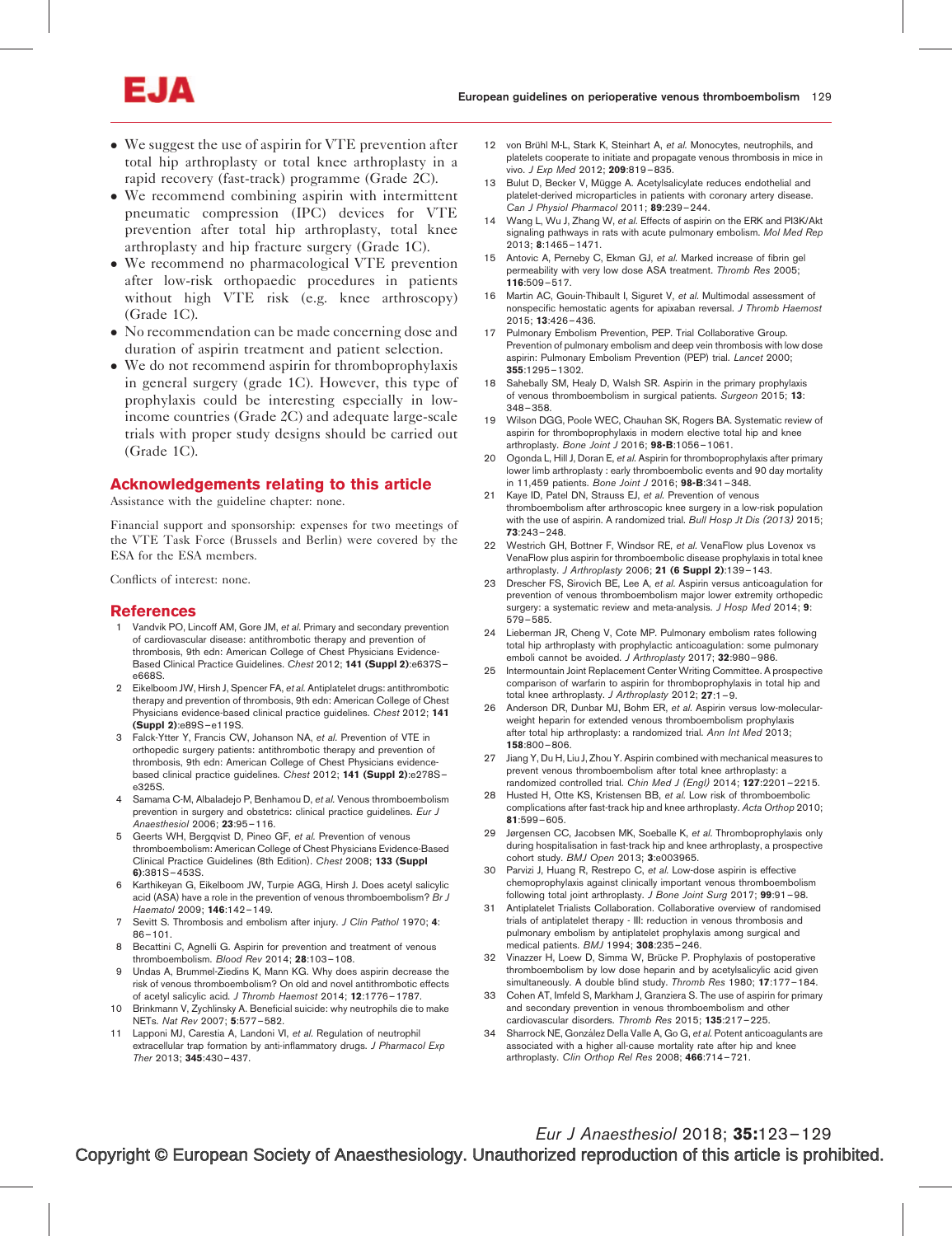- We suggest the use of aspirin for VTE prevention after total hip arthroplasty or total knee arthroplasty in a rapid recovery (fast-track) programme (Grade 2C).
- We recommend combining aspirin with intermittent pneumatic compression (IPC) devices for VTE prevention after total hip arthroplasty, total knee arthroplasty and hip fracture surgery (Grade 1C).
- We recommend no pharmacological VTE prevention after low-risk orthopaedic procedures in patients without high VTE risk (e.g. knee arthroscopy) (Grade 1C).
- No recommendation can be made concerning dose and duration of aspirin treatment and patient selection.
- We do not recommend aspirin for thromboprophylaxis in general surgery (grade 1C). However, this type of prophylaxis could be interesting especially in low-income countries (Grade 2C) and adequate large-scale trials with proper study designs should be carried out (Grade 1C).

## Acknowledgements relating to this article

Assistance with the guideline chapter: none.

Financial support and sponsorship: expenses for two meetings of the VTE Task Force (Brussels and Berlin) were covered by the ESA for the ESA members.

Conflicts of interest: none.

## References

1. Vandvik PO, Lincoff AM, Gore JM, *et al.* Primary and secondary prevention of cardiovascular disease: antithrombotic therapy and prevention of thrombosis, 9th edn: American College of Chest Physicians Evidence-Based Clinical Practice Guidelines. *Chest* 2012; **141 (Suppl 2)**:e637S–e668S.
2. Eikelboom JW, Hirsh J, Spencer FA, *et al.* Antiplatelet drugs: antithrombotic therapy and prevention of thrombosis, 9th edn: American College of Chest Physicians evidence-based clinical practice guidelines. *Chest* 2012; **141 (Suppl 2)**:e89S–e119S.
3. Falck-Ytter Y, Francis CW, Johanson NA, *et al.* Prevention of VTE in orthopedic surgery patients: antithrombotic therapy and prevention of thrombosis, 9th edn: American College of Chest Physicians evidence-based clinical practice guidelines. *Chest* 2012; **141 (Suppl 2)**:e278S–e325S.
4. Samama C-M, Albaladejo P, Benhamou D, *et al.* Venous thromboembolism prevention in surgery and obstetrics: clinical practice guidelines. *Eur J Anaesthesiol* 2006; **23**:95–116.
5. Geerts WH, Bergqvist D, Pineo GF, *et al.* Prevention of venous thromboembolism: American College of Chest Physicians Evidence-Based Clinical Practice Guidelines (8th Edition). *Chest* 2008; **133 (Suppl 6)**:381S–453S.
6. Karthikeyan G, Eikelboom JW, Turpie AGG, Hirsh J. Does acetyl salicylic acid (ASA) have a role in the prevention of venous thromboembolism? *Br J Haematol* 2009; **146**:142–149.
7. Sevitt S. Thrombosis and embolism after injury. *J Clin Pathol* 1970; **4**: 86–101.
8. Becattini C, Agnelli G. Aspirin for prevention and treatment of venous thromboembolism. *Blood Rev* 2014; **28**:103–108.
9. Undas A, Brummel-Ziedins K, Mann KG. Why does aspirin decrease the risk of venous thromboembolism? On old and novel antithrombotic effects of acetyl salicylic acid. *J Thromb Haemost* 2014; **12**:1776–1787.
10. Brinkmann V, Zychlinsky A. Beneficial suicide: why neutrophils die to make NETs. *Nat Rev* 2007; **5**:577–582.
11. Lapponi MJ, Carestia A, Landoni VI, *et al.* Regulation of neutrophil extracellular trap formation by anti-inflammatory drugs. *J Pharmacol Exp Ther* 2013; **345**:430–437.
12. von Brühl M-L, Stark K, Steinhart A, *et al.* Monocytes, neutrophils, and platelets cooperate to initiate and propagate venous thrombosis in mice in vivo. *J Exp Med* 2012; **209**:819–835.
13. Bulut D, Becker V, Mügge A. Acetylsalicylate reduces endothelial and platelet-derived microparticles in patients with coronary artery disease. *Can J Physiol Pharmacol* 2011; **89**:239–244.
14. Wang L, Wu J, Zhang W, *et al.* Effects of aspirin on the ERK and PI3K/Akt signaling pathways in rats with acute pulmonary embolism. *Mol Med Rep* 2013; **8**:1465–1471.
15. Antovic A, Perneby C, Ekman GJ, *et al.* Marked increase of fibrin gel permeability with very low dose ASA treatment. *Thromb Res* 2005; **116**:509–517.
16. Martin AC, Gouin-Thibault I, Siguret V, *et al.* Multimodal assessment of nonspecific hemostatic agents for apixaban reversal. *J Thromb Haemost* 2015; **13**:426–436.
17. Pulmonary Embolism Prevention, PEP. Trial Collaborative Group. Prevention of pulmonary embolism and deep vein thrombosis with low dose aspirin: Pulmonary Embolism Prevention (PEP) trial. *Lancet* 2000; **355**:1295–1302.
18. Sahebally SM, Healy D, Walsh SR. Aspirin in the primary prophylaxis of venous thromboembolism in surgical patients. *Surgeon* 2015; **13**: 348–358.
19. Wilson DGG, Poole WEC, Chauhan SK, Rogers BA. Systematic review of aspirin for thromboprophylaxis in modern elective total hip and knee arthroplasty. *Bone Joint J* 2016; **98-B**:1056–1061.
20. Ogonda L, Hill J, Doran E, *et al.* Aspirin for thromboprophylaxis after primary lower limb arthroplasty : early thromboembolic events and 90 day mortality in 11,459 patients. *Bone Joint J* 2016; **98-B**:341–348.
21. Kaye ID, Patel DN, Strauss EJ, *et al.* Prevention of venous thromboembolism after arthroscopic knee surgery in a low-risk population with the use of aspirin. A randomized trial. *Bull Hosp Jt Dis (2013)* 2015; **73**:243–248.
22. Westrich GH, Bottner F, Windsor RE, *et al.* VenaFlow plus Lovenox vs VenaFlow plus aspirin for thromboembolic disease prophylaxis in total knee arthroplasty. *J Arthroplasty* 2006; **21 (6 Suppl 2)**:139–143.
23. Drescher FS, Sirovich BE, Lee A, *et al.* Aspirin versus anticoagulation for prevention of venous thromboembolism major lower extremity orthopedic surgery: a systematic review and meta-analysis. *J Hosp Med* 2014; **9**: 579–585.
24. Lieberman JR, Cheng V, Cote MP. Pulmonary embolism rates following total hip arthroplasty with prophylactic anticoagulation: some pulmonary emboli cannot be avoided. *J Arthroplasty* 2017; **32**:980–986.
25. Intermountain Joint Replacement Center Writing Committee. A prospective comparison of warfarin to aspirin for thromboprophylaxis in total hip and total knee arthroplasty. *J Arthroplasty* 2012; **27**:1–9.
26. Anderson DR, Dunbar MJ, Bohm ER, *et al.* Aspirin versus low-molecular-weight heparin for extended venous thromboembolism prophylaxis after total hip arthroplasty: a randomized trial. *Ann Int Med* 2013; **158**:800–806.
27. Jiang Y, Du H, Liu J, Zhou Y. Aspirin combined with mechanical measures to prevent venous thromboembolism after total knee arthroplasty: a randomized controlled trial. *Chin Med J (Engl)* 2014; **127**:2201–2215.
28. Husted H, Otte KS, Kristensen BB, *et al.* Low risk of thromboembolic complications after fast-track hip and knee arthroplasty. *Acta Orthop* 2010; **81**:599–605.
29. Jørgensen CC, Jacobsen MK, Soeballe K, *et al.* Thromboprophylaxis only during hospitalisation in fast-track hip and knee arthroplasty, a prospective cohort study. *BMJ Open* 2013; **3**:e003965.
30. Parvizi J, Huang R, Restrepo C, *et al.* Low-dose aspirin is effective chemoprophylaxis against clinically important venous thromboembolism following total joint arthroplasty. *J Bone Joint Surg* 2017; **99**:91–98.
31. Antiplatelet Trialists Collaboration. Collaborative overview of randomised trials of antiplatelet therapy - III: reduction in venous thrombosis and pulmonary embolism by antiplatelet prophylaxis among surgical and medical patients. *BMJ* 1994; **308**:235–246.
32. Vinazzer H, Loew D, Simma W, Brücke P. Prophylaxis of postoperative thromboembolism by low dose heparin and by acetylsalicylic acid given simultaneously. A double blind study. *Thromb Res* 1980; **17**:177–184.
33. Cohen AT, Imfeld S, Markham J, Granziera S. The use of aspirin for primary and secondary prevention in venous thromboembolism and other cardiovascular disorders. *Thromb Res* 2015; **135**:217–225.
34. Sharrock NE, González Della Valle A, Go G, *et al.* Potent anticoagulants are associated with a higher all-cause mortality rate after hip and knee arthroplasty. *Clin Orthop Rel Res* 2008; **466**:714–721.